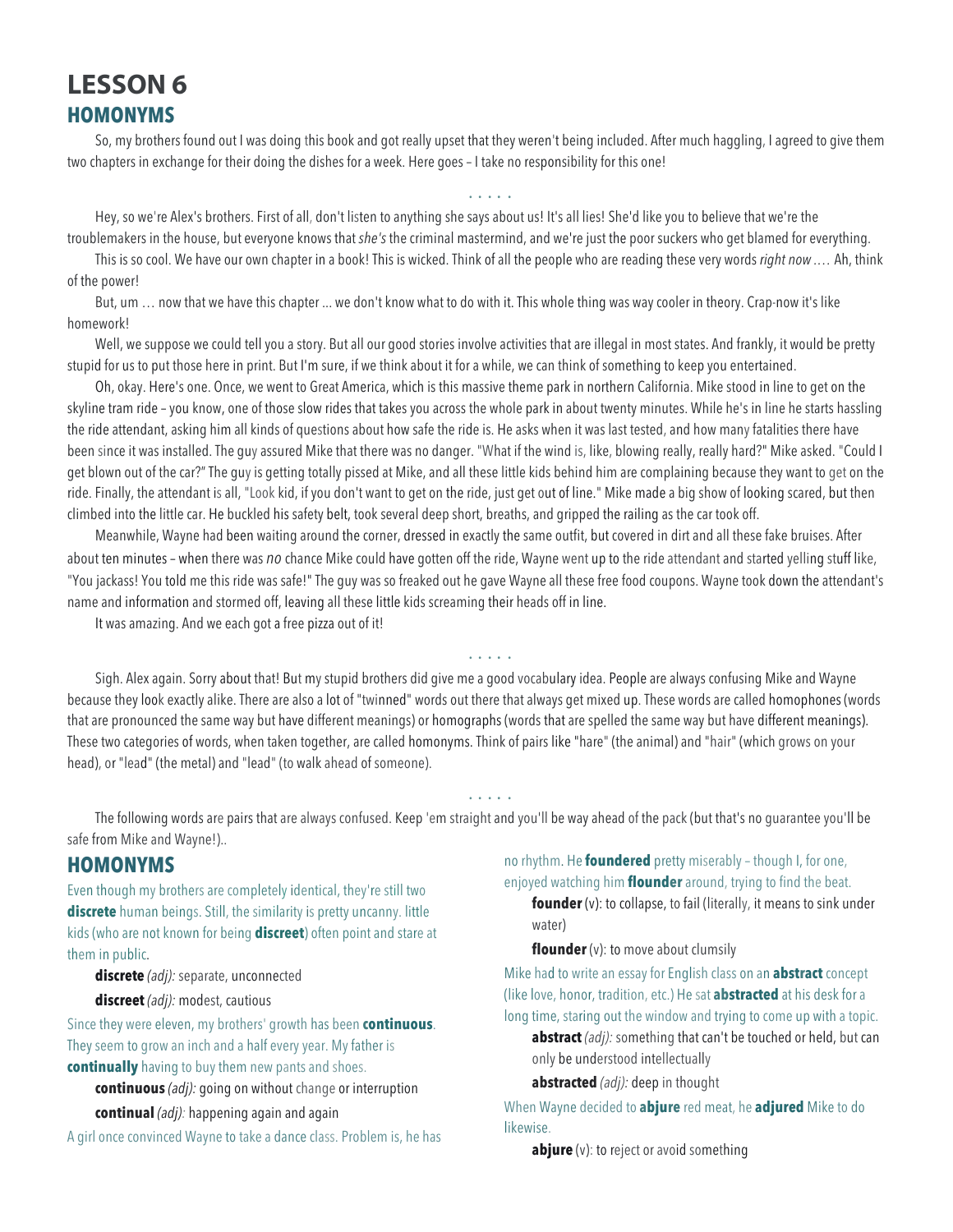# LESSON 6

## HOMONYMS

So, my brothers found out I was doing this book and got really upset that they weren't being included. After much haggling, I agreed to give them two chapters in exchange for their doing the dishes for a week. Here goes – I take no responsibility for this one!

. . . . .

Hey, so we're Alex's brothers. First of all, don't listen to anything she says about us! It's all lies! She'd like you to believe that we're the troublemakers in the house, but everyone knows that *she's* the criminal mastermind, and we're just the poor suckers who get blamed for everything.

This is so cool. We have our own chapter in a book! This is wicked. Think of all the people who are reading these very words *right now* …. Ah, think of the power!

But, um … now that we have this chapter ... we don't know what to do with it. This whole thing was way cooler in theory. Crap-now it's like homework!

Well, we suppose we could tell you a story. But all our good stories involve activities that are illegal in most states. And frankly, it would be pretty stupid for us to put those here in print. But I'm sure, if we think about it for a while, we can think of something to keep you entertained.

Oh, okay. Here's one. Once, we went to Great America, which is this massive theme park in northern California. Mike stood in line to get on the skyline tram ride – you know, one of those slow rides that takes you across the whole park in about twenty minutes. While he's in line he starts hassling the ride attendant, asking him all kinds of questions about how safe the ride is. He asks when it was last tested, and how many fatalities there have been since it was installed. The guy assured Mike that there was no danger. "What if the wind is, like, blowing really, really hard?" Mike asked. "Could I get blown out of the car?" The guy is getting totally pissed at Mike, and all these little kids behind him are complaining because they want to get on the ride. Finally, the attendant is all, "Look kid, if you don't want to get on the ride, just get out of line." Mike made a big show of looking scared, but then climbed into the little car. He buckled his safety belt, took several deep short, breaths, and gripped the railing as the car took off.

Meanwhile, Wayne had been waiting around the corner, dressed in exactly the same outfit, but covered in dirt and all these fake bruises. After about ten minutes – when there was *no* chance Mike could have gotten off the ride, Wayne went up to the ride attendant and started yelling stuff like, "You jackass! You told me this ride was safe!" The guy was so freaked out he gave Wayne all these free food coupons. Wayne took down the attendant's name and information and stormed off, leaving all these little kids screaming their heads off in line.

It was amazing. And we each got a free pizza out of it!

. . . . .

Sigh. Alex again. Sorry about that! But my stupid brothers did give me a good vocabulary idea. People are always confusing Mike and Wayne because they look exactly alike. There are also a lot of "twinned" words out there that always get mixed up. These words are called homophones (words that are pronounced the same way but have different meanings) or homographs (words that are spelled the same way but have different meanings). These two categories of words, when taken together, are called homonyms. Think of pairs like "hare" (the animal) and "hair" (which grows on your head), or "lead" (the metal) and "lead" (to walk ahead of someone).

. . . . .

The following words are pairs that are always confused. Keep 'em straight and you'll be way ahead of the pack (but that's no guarantee you'll be safe from Mike and Wayne!)..

## HOMONYMS

Even though my brothers are completely identical, they're still two **discrete** human beings. Still, the similarity is pretty uncanny. little kids (who are not known for being **discreet**) often point and stare at them in public.

**discrete** *(adj):* separate, unconnected

**discreet** *(adj):* modest, cautious

Since they were eleven, my brothers' growth has been **continuous**. They seem to grow an inch and a half every year. My father is **continually** having to buy them new pants and shoes.

**continuous** *(adj):* going on without change or interruption

**continual** *(adj):* happening again and again

A girl once convinced Wayne to take a dance class. Problem is, he has no rhythm. He **foundered** pretty miserably – though I, for one, enjoyed watching him **flounder** around, trying to find the beat.

**founder** (v): to collapse, to fail (literally, it means to sink under water)

**flounder** (v): to move about clumsily

Mike had to write an essay for English class on an **abstract** concept (like love, honor, tradition, etc.) He sat **abstracted** at his desk for a long time, staring out the window and trying to come up with a topic.

**abstract** *(adj):* something that can't be touched or held, but can only be understood intellectually

**abstracted** *(adj):* deep in thought

When Wayne decided to **abjure** red meat, he **adjured** Mike to do likewise.

**abjure** (v): to reject or avoid something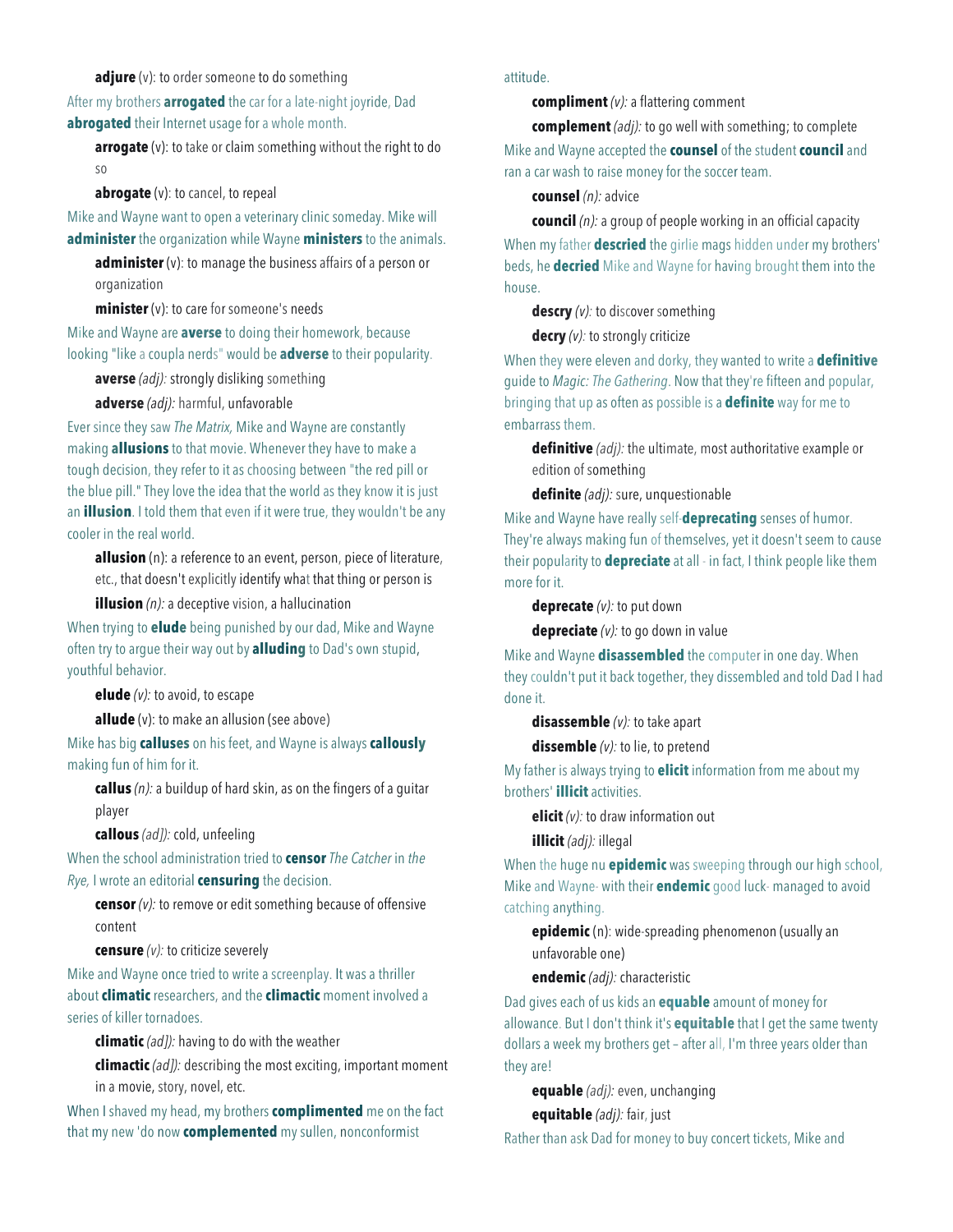**adjure** (v): to order someone to do something

After my brothers **arrogated** the car for a late-night joyride, Dad **abrogated** their Internet usage for a whole month.

**arrogate** (v): to take or claim something without the right to do so

**abrogate** (v): to cancel, to repeal

Mike and Wayne want to open a veterinary clinic someday. Mike will **administer** the organization while Wayne **ministers** to the animals.

**administer** (v): to manage the business affairs of a person or organization

**minister** (v): to care for someone's needs

Mike and Wayne are **averse** to doing their homework, because looking "like a coupla nerds" would be **adverse** to their popularity.

**averse** *(adj):* strongly disliking something

**adverse** *(adj):* harmful, unfavorable

Ever since they saw *The Matrix,* Mike and Wayne are constantly making **allusions** to that movie. Whenever they have to make a tough decision, they refer to it as choosing between "the red pill or the blue pill." They love the idea that the world as they know it is just an **illusion**. I told them that even if it were true, they wouldn't be any cooler in the real world.

**allusion** (n): a reference to an event, person, piece of literature, etc., that doesn't explicitly identify what that thing or person is

**illusion** *(n):* a deceptive vision, a hallucination

When trying to **elude** being punished by our dad, Mike and Wayne often try to argue their way out by **alluding** to Dad's own stupid, youthful behavior.

**elude** *(v):* to avoid, to escape

**allude** (v): to make an allusion (see above)

Mike has big **calluses** on his feet, and Wayne is always **callously** making fun of him for it.

**callus** *(n):* a buildup of hard skin, as on the fingers of a guitar player

**callous** *(adj):* cold, unfeeling

When the school administration tried to **censor** *The Catcher in the Rye,* I wrote an editorial **censuring** the decision.

**censor** *(v):* to remove or edit something because of offensive content

**censure** *(v):* to criticize severely

Mike and Wayne once tried to write a screenplay. It was a thriller about **climatic** researchers, and the **climactic** moment involved a series of killer tornadoes.

**climatic** *(adj):* having to do with the weather

**climactic** *(adj):* describing the most exciting, important moment in a movie, story, novel, etc.

When I shaved my head, my brothers **complimented** me on the fact that my new 'do now **complemented** my sullen, nonconformist attitude.

**compliment** *(v):* a flattering comment

**complement** *(adj):* to go well with something; to complete

Mike and Wayne accepted the **counsel** of the student **council** and ran a car wash to raise money for the soccer team.

**counsel** *(n):* advice

**council** *(n):* a group of people working in an official capacity

When my father **descried** the girlie mags hidden under my brothers' beds, he **decried** Mike and Wayne for having brought them into the house.

**descry** *(v):* to discover something

**decry** *(v):* to strongly criticize

When they were eleven and dorky, they wanted to write a **definitive** guide to *Magic: The Gathering*. Now that they're fifteen and popular, bringing that up as often as possible is a **definite** way for me to embarrass them.

**definitive** *(adj):* the ultimate, most authoritative example or edition of something

**definite** *(adj):* sure, unquestionable

Mike and Wayne have really self-**deprecating** senses of humor. They're always making fun of themselves, yet it doesn't seem to cause their popularity to **depreciate** at all - in fact, I think people like them more for it.

**deprecate** *(v):* to put down

**depreciate** *(v):* to go down in value

Mike and Wayne **disassembled** the computer in one day. When they couldn't put it back together, they dissembled and told Dad I had done it.

**disassemble** *(v):* to take apart

**dissemble** *(v):* to lie, to pretend

My father is always trying to **elicit** information from me about my brothers' **illicit** activities.

**elicit** *(v):* to draw information out

**illicit** *(adj):* illegal

When the huge nu **epidemic** was sweeping through our high school, Mike and Wayne- with their **endemic** good luck- managed to avoid catching anything.

**epidemic** (n): wide-spreading phenomenon (usually an unfavorable one)

**endemic** *(adj):* characteristic

Dad gives each of us kids an **equable** amount of money for allowance. But I don't think it's **equitable** that I get the same twenty dollars a week my brothers get – after all, I'm three years older than they are!

**equable** *(adj):* even, unchanging

**equitable** *(adj):* fair, just

Rather than ask Dad for money to buy concert tickets, Mike and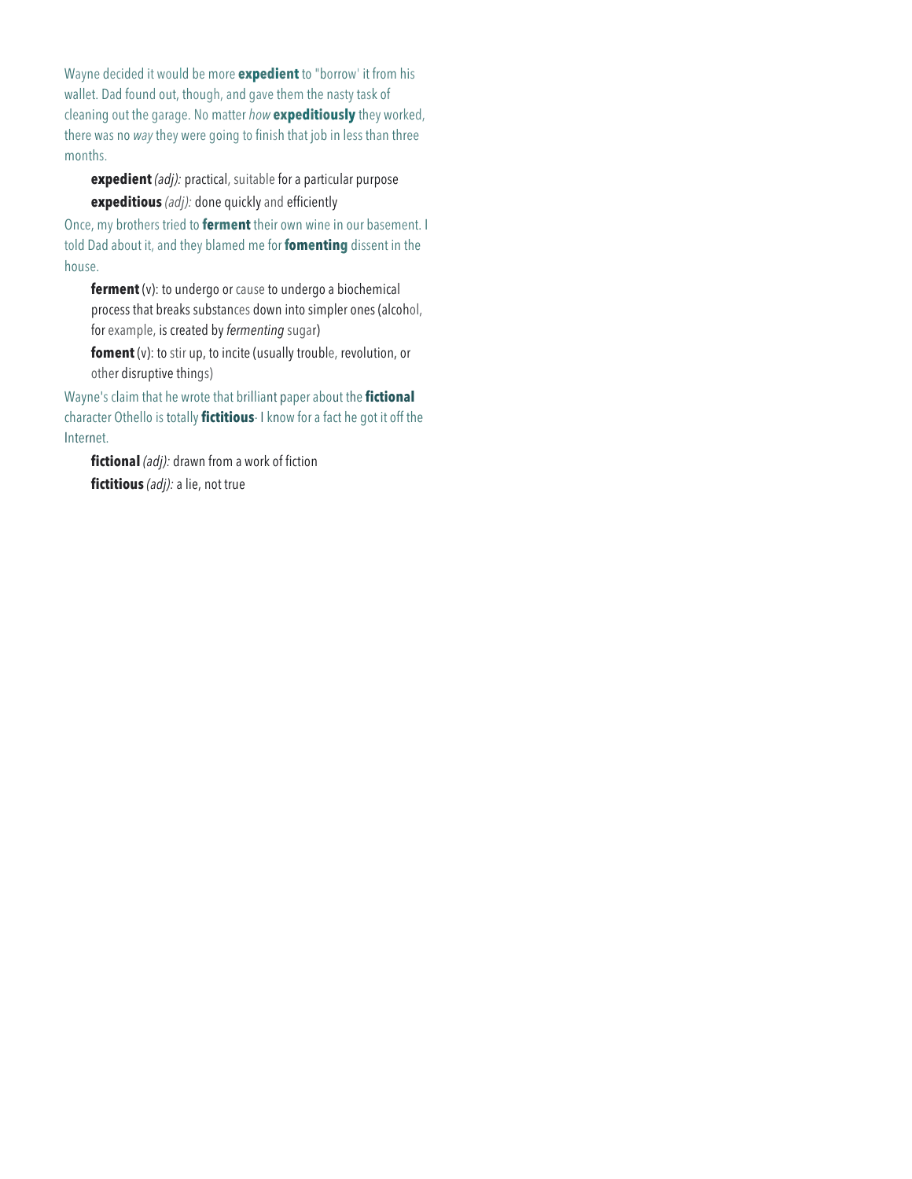Wayne decided it would be more **expedient** to "borrow' it from his wallet. Dad found out, though, and gave them the nasty task of cleaning out the garage. No matter *how* **expeditiously** they worked, there was no *way* they were going to finish that job in less than three months.

> **expedient** *(adj):* practical, suitable for a particular purpose
>
> **expeditious** *(adj):* done quickly and efficiently

Once, my brothers tried to **ferment** their own wine in our basement. I told Dad about it, and they blamed me for **fomenting** dissent in the house.

> **ferment** (v): to undergo or cause to undergo a biochemical process that breaks substances down into simpler ones (alcohol, for example, is created by *fermenting* sugar)
>
> **foment** (v): to stir up, to incite (usually trouble, revolution, or other disruptive things)

Wayne's claim that he wrote that brilliant paper about the **fictional** character Othello is totally **fictitious**- I know for a fact he got it off the Internet.

> **fictional** *(adj):* drawn from a work of fiction
>
> **fictitious** *(adj):* a lie, not true